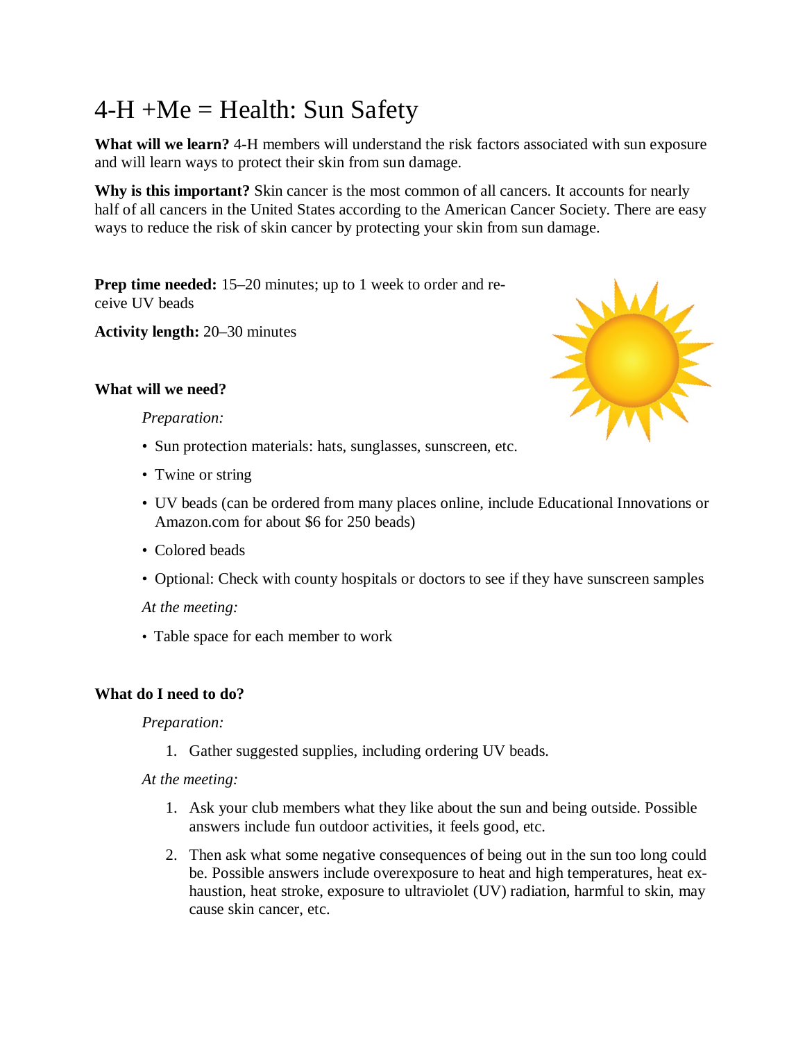# 4-H +Me = Health: Sun Safety

**What will we learn?** 4-H members will understand the risk factors associated with sun exposure and will learn ways to protect their skin from sun damage.

**Why is this important?** Skin cancer is the most common of all cancers. It accounts for nearly half of all cancers in the United States according to the American Cancer Society. There are easy ways to reduce the risk of skin cancer by protecting your skin from sun damage.

**Prep time needed:** 15–20 minutes; up to 1 week to order and receive UV beads

**Activity length:** 20–30 minutes

**What will we need?**

*Preparation:*

- Sun protection materials: hats, sunglasses, sunscreen, etc.
- Twine or string
- UV beads (can be ordered from many places online, include Educational Innovations or Amazon.com for about $6 for 250 beads)
- Colored beads
- Optional: Check with county hospitals or doctors to see if they have sunscreen samples

*At the meeting:*

- Table space for each member to work

**What do I need to do?**

*Preparation:*

1. Gather suggested supplies, including ordering UV beads.

*At the meeting:*

1. Ask your club members what they like about the sun and being outside. Possible answers include fun outdoor activities, it feels good, etc.
2. Then ask what some negative consequences of being out in the sun too long could be. Possible answers include overexposure to heat and high temperatures, heat exhaustion, heat stroke, exposure to ultraviolet (UV) radiation, harmful to skin, may cause skin cancer, etc.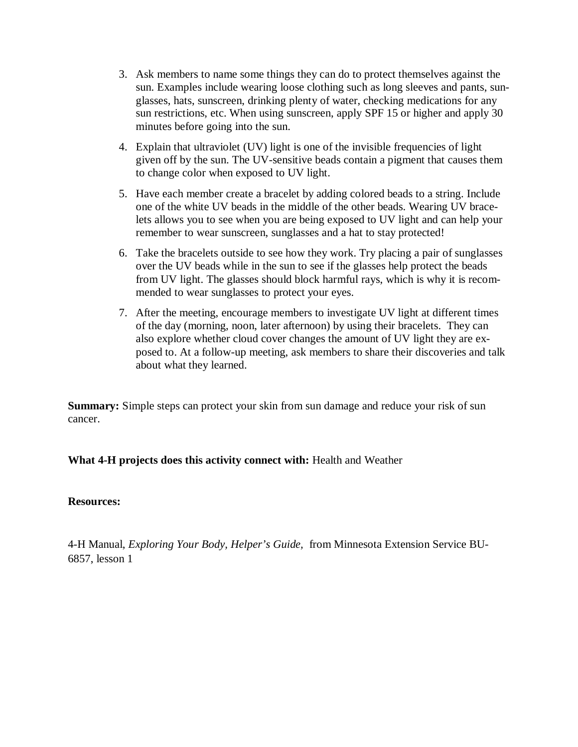3. Ask members to name some things they can do to protect themselves against the sun. Examples include wearing loose clothing such as long sleeves and pants, sunglasses, hats, sunscreen, drinking plenty of water, checking medications for any sun restrictions, etc. When using sunscreen, apply SPF 15 or higher and apply 30 minutes before going into the sun.
4. Explain that ultraviolet (UV) light is one of the invisible frequencies of light given off by the sun. The UV-sensitive beads contain a pigment that causes them to change color when exposed to UV light.
5. Have each member create a bracelet by adding colored beads to a string. Include one of the white UV beads in the middle of the other beads. Wearing UV bracelets allows you to see when you are being exposed to UV light and can help your remember to wear sunscreen, sunglasses and a hat to stay protected!
6. Take the bracelets outside to see how they work. Try placing a pair of sunglasses over the UV beads while in the sun to see if the glasses help protect the beads from UV light. The glasses should block harmful rays, which is why it is recommended to wear sunglasses to protect your eyes.
7. After the meeting, encourage members to investigate UV light at different times of the day (morning, noon, later afternoon) by using their bracelets. They can also explore whether cloud cover changes the amount of UV light they are exposed to. At a follow-up meeting, ask members to share their discoveries and talk about what they learned.

**Summary:** Simple steps can protect your skin from sun damage and reduce your risk of sun cancer.

**What 4-H projects does this activity connect with:** Health and Weather

**Resources:**

4-H Manual, *Exploring Your Body, Helper's Guide,* from Minnesota Extension Service BU-6857, lesson 1